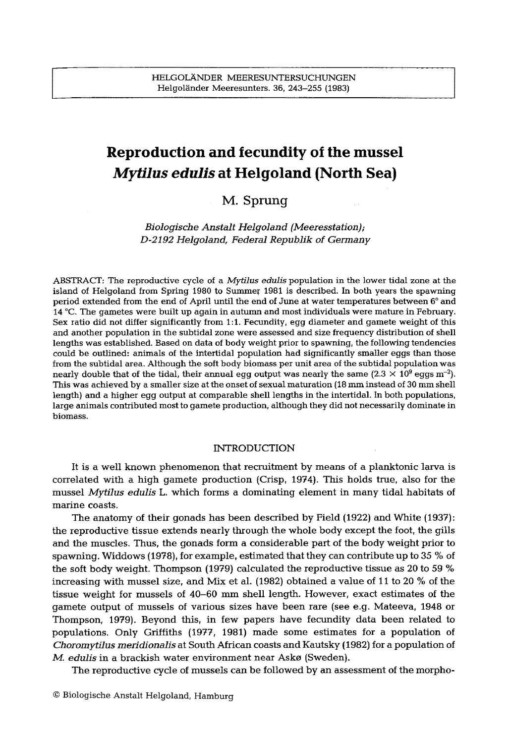# Reproduction and fecundity of the mussel *Mytilus edulis* at Helgoland (North Sea)

M. Sprung

*Biologische Anstalt Helgoland (Meeresstation); D-2192 Helgoland, Federal Republik of Germany*

ABSTRACT: The reproductive cycle of a *Mytilus edulis* population in the lower tidal zone at the island of Helgoland from Spring 1980 to Summer 1981 is described. In both years the spawning period extended from the end of April until the end of June at water temperatures between 6° and 14 °C. The gametes were built up again in autumn and most individuals were mature in February. Sex ratio did not differ significantly from 1:1. Fecundity, egg diameter and gamete weight of this and another population in the subtidal zone were assessed and size frequency distribution of shell lengths was established. Based on data of body weight prior to spawning, the following tendencies could be outlined: animals of the intertidal population had significantly smaller eggs than those from the subtidal area. Although the soft body biomass per unit area of the subtidal population was nearly double that of the tidal, their annual egg output was nearly the same ($2.3 \times 10^9$ eggs $m^{-2}$). This was achieved by a smaller size at the onset of sexual maturation (18 mm instead of 30 mm shell length) and a higher egg output at comparable shell lengths in the intertidal. In both populations, large animals contributed most to gamete production, although they did not necessarily dominate in biomass.

## INTRODUCTION

It is a well known phenomenon that recruitment by means of a planktonic larva is correlated with a high gamete production (Crisp, 1974). This holds true, also for the mussel *Mytilus edulis* L. which forms a dominating element in many tidal habitats of marine coasts.

The anatomy of their gonads has been described by Field (1922) and White (1937): the reproductive tissue extends nearly through the whole body except the foot, the gills and the muscles. Thus, the gonads form a considerable part of the body weight prior to spawning. Widdows (1978), for example, estimated that they can contribute up to 35 % of the soft body weight. Thompson (1979) calculated the reproductive tissue as 20 to 59 % increasing with mussel size, and Mix et al. (1982) obtained a value of 11 to 20 % of the tissue weight for mussels of 40–60 mm shell length. However, exact estimates of the gamete output of mussels of various sizes have been rare (see e.g. Mateeva, 1948 or Thompson, 1979). Beyond this, in few papers have fecundity data been related to populations. Only Griffiths (1977, 1981) made some estimates for a population of *Choromytilus meridionalis* at South African coasts and Kautsky (1982) for a population of *M. edulis* in a brackish water environment near Askø (Sweden).

The reproductive cycle of mussels can be followed by an assessment of the morpho-

© Biologische Anstalt Helgoland, Hamburg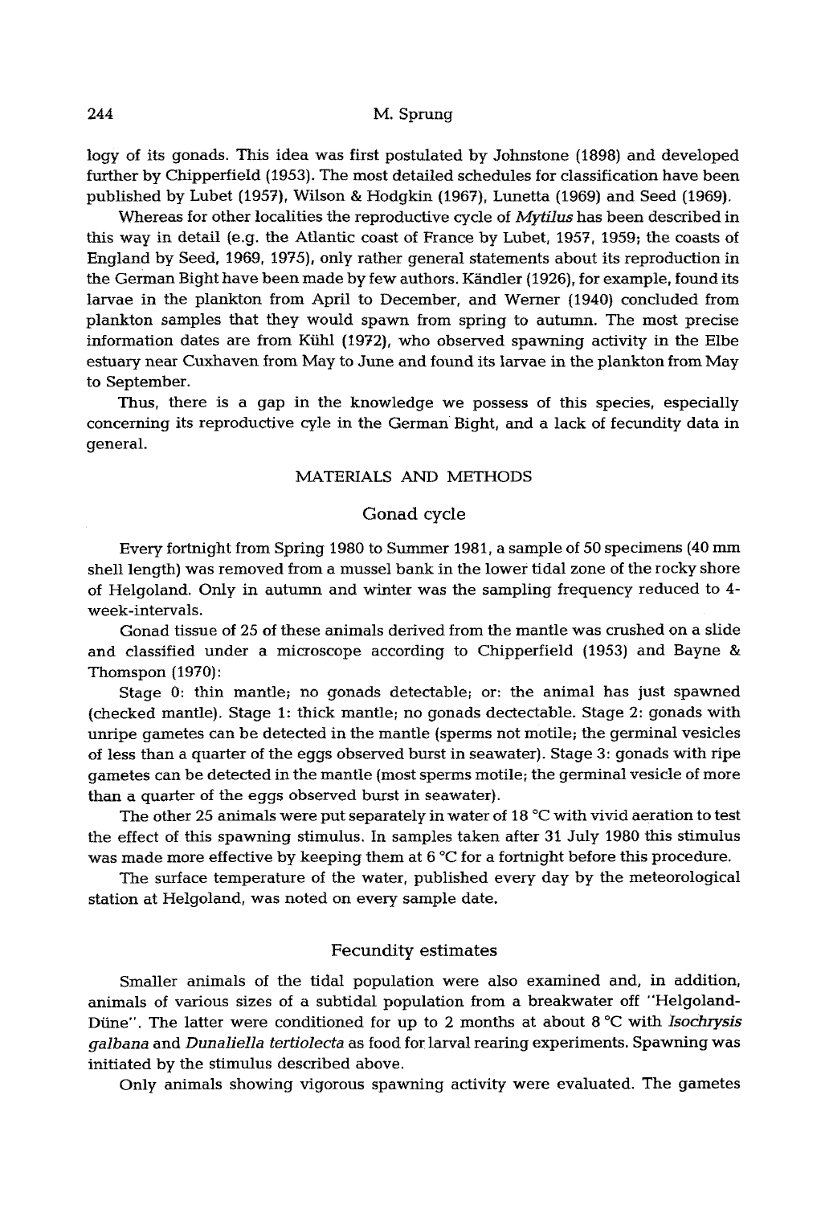logy of its gonads. This idea was first postulated by Johnstone (1898) and developed further by Chipperfield (1953). The most detailed schedules for classification have been published by Lubet (1957), Wilson & Hodgkin (1967), Lunetta (1969) and Seed (1969).

Whereas for other localities the reproductive cycle of *Mytilus* has been described in this way in detail (e.g. the Atlantic coast of France by Lubet, 1957, 1959; the coasts of England by Seed, 1969, 1975), only rather general statements about its reproduction in the German Bight have been made by few authors. Kändler (1926), for example, found its larvae in the plankton from April to December, and Werner (1940) concluded from plankton samples that they would spawn from spring to autumn. The most precise information dates are from Kühl (1972), who observed spawning activity in the Elbe estuary near Cuxhaven from May to June and found its larvae in the plankton from May to September.

Thus, there is a gap in the knowledge we possess of this species, especially concerning its reproductive cyle in the German Bight, and a lack of fecundity data in general.

## MATERIALS AND METHODS

### Gonad cycle

Every fortnight from Spring 1980 to Summer 1981, a sample of 50 specimens (40 mm shell length) was removed from a mussel bank in the lower tidal zone of the rocky shore of Helgoland. Only in autumn and winter was the sampling frequency reduced to 4-week-intervals.

Gonad tissue of 25 of these animals derived from the mantle was crushed on a slide and classified under a microscope according to Chipperfield (1953) and Bayne & Thomspon (1970):

Stage 0: thin mantle; no gonads detectable; or: the animal has just spawned (checked mantle). Stage 1: thick mantle; no gonads dectectable. Stage 2: gonads with unripe gametes can be detected in the mantle (sperms not motile; the germinal vesicles of less than a quarter of the eggs observed burst in seawater). Stage 3: gonads with ripe gametes can be detected in the mantle (most sperms motile; the germinal vesicle of more than a quarter of the eggs observed burst in seawater).

The other 25 animals were put separately in water of 18 °C with vivid aeration to test the effect of this spawning stimulus. In samples taken after 31 July 1980 this stimulus was made more effective by keeping them at 6 °C for a fortnight before this procedure.

The surface temperature of the water, published every day by the meteorological station at Helgoland, was noted on every sample date.

### Fecundity estimates

Smaller animals of the tidal population were also examined and, in addition, animals of various sizes of a subtidal population from a breakwater off "Helgoland-Düne". The latter were conditioned for up to 2 months at about 8 °C with *Isochrysis galbana* and *Dunaliella tertiolecta* as food for larval rearing experiments. Spawning was initiated by the stimulus described above.

Only animals showing vigorous spawning activity were evaluated. The gametes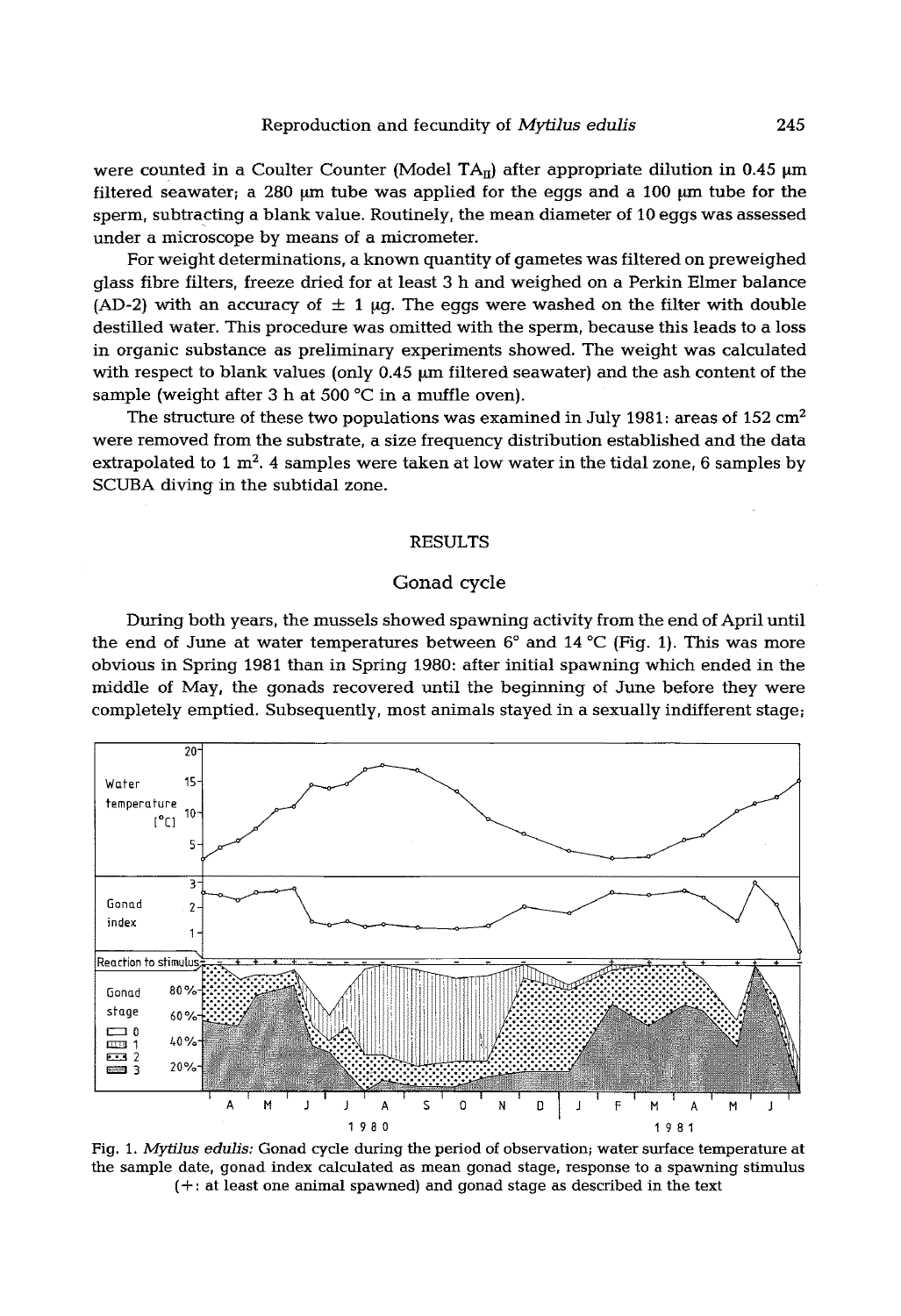were counted in a Coulter Counter (Model $TA_{II}$) after appropriate dilution in 0.45 µm filtered seawater; a 280 µm tube was applied for the eggs and a 100 µm tube for the sperm, subtracting a blank value. Routinely, the mean diameter of 10 eggs was assessed under a microscope by means of a micrometer.

For weight determinations, a known quantity of gametes was filtered on preweighed glass fibre filters, freeze dried for at least 3 h and weighed on a Perkin Elmer balance (AD-2) with an accuracy of ± 1 µg. The eggs were washed on the filter with double destilled water. This procedure was omitted with the sperm, because this leads to a loss in organic substance as preliminary experiments showed. The weight was calculated with respect to blank values (only 0.45 µm filtered seawater) and the ash content of the sample (weight after 3 h at 500 °C in a muffle oven).

The structure of these two populations was examined in July 1981: areas of 152 $cm^2$ were removed from the substrate, a size frequency distribution established and the data extrapolated to 1 $m^2$. 4 samples were taken at low water in the tidal zone, 6 samples by SCUBA diving in the subtidal zone.

## RESULTS

### Gonad cycle

During both years, the mussels showed spawning activity from the end of April until the end of June at water temperatures between 6° and 14 °C (Fig. 1). This was more obvious in Spring 1981 than in Spring 1980: after initial spawning which ended in the middle of May, the gonads recovered until the beginning of June before they were completely emptied. Subsequently, most animals stayed in a sexually indifferent stage;

Fig. 1. *Mytilus edulis:* Gonad cycle during the period of observation; water surface temperature at the sample date, gonad index calculated as mean gonad stage, response to a spawning stimulus (+: at least one animal spawned) and gonad stage as described in the text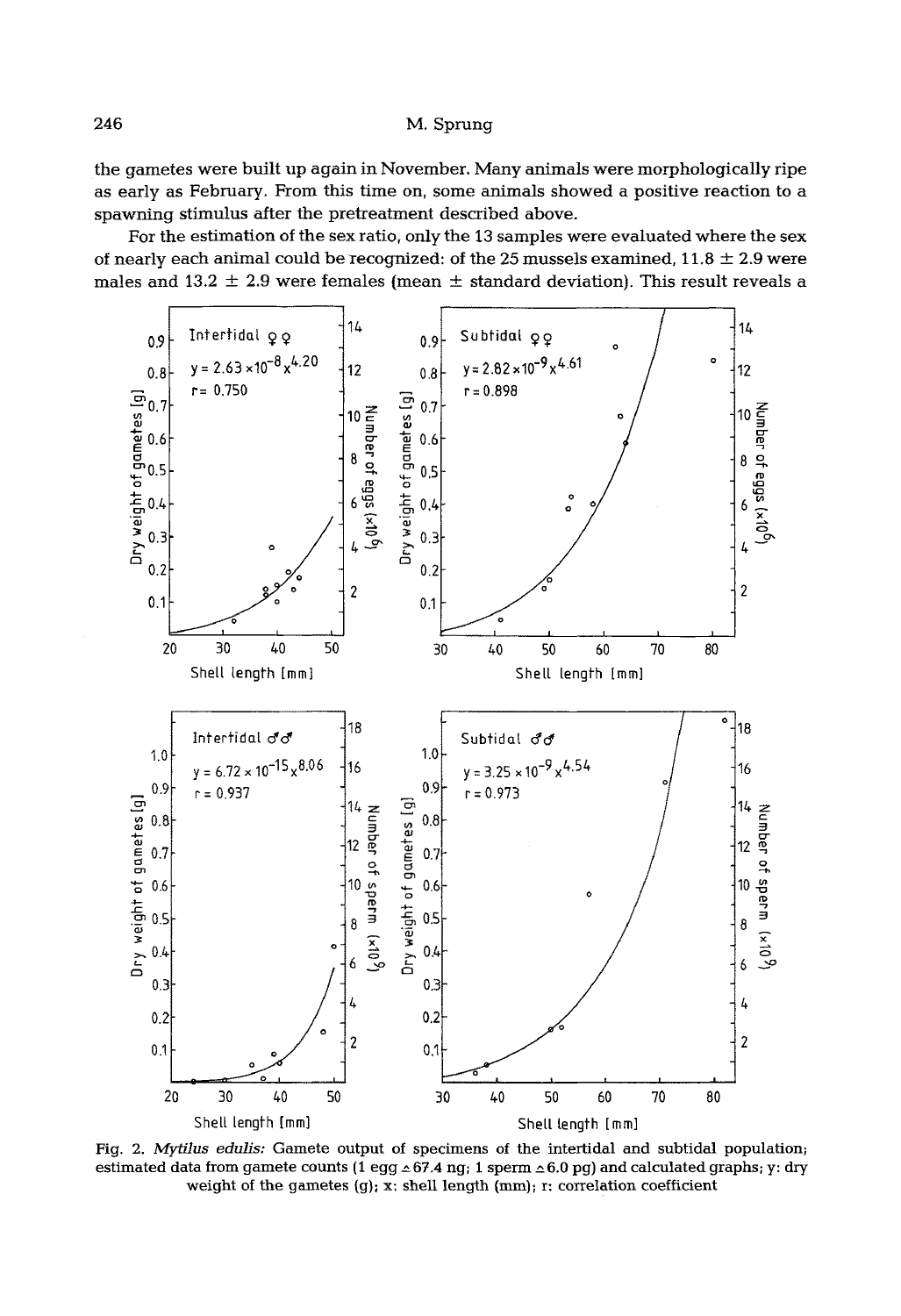the gametes were built up again in November. Many animals were morphologically ripe as early as February. From this time on, some animals showed a positive reaction to a spawning stimulus after the pretreatment described above.

For the estimation of the sex ratio, only the 13 samples were evaluated where the sex of nearly each animal could be recognized: of the 25 mussels examined, 11.8 ± 2.9 were males and 13.2 ± 2.9 were females (mean ± standard deviation). This result reveals a

Fig. 2. *Mytilus edulis:* Gamete output of specimens of the intertidal and subtidal population; estimated data from gamete counts (1 egg ≙ 67.4 ng; 1 sperm ≙ 6.0 pg) and calculated graphs; y: dry weight of the gametes (g); x: shell length (mm); r: correlation coefficient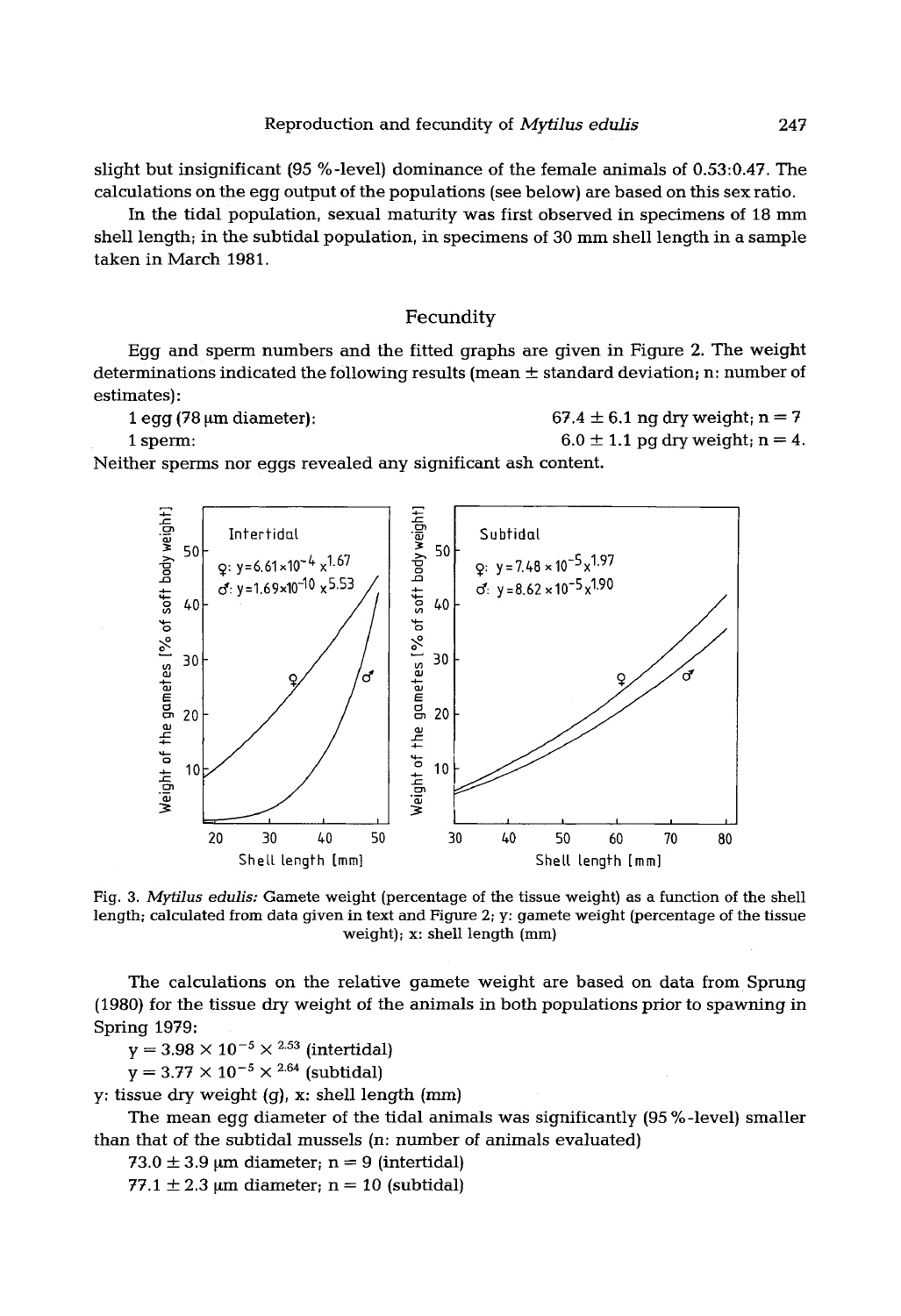slight but insignificant (95 %-level) dominance of the female animals of 0.53:0.47. The calculations on the egg output of the populations (see below) are based on this sex ratio.

In the tidal population, sexual maturity was first observed in specimens of 18 mm shell length; in the subtidal population, in specimens of 30 mm shell length in a sample taken in March 1981.

## Fecundity

Egg and sperm numbers and the fitted graphs are given in Figure 2. The weight determinations indicated the following results (mean ± standard deviation; n: number of estimates):

1 egg (78 μm diameter): 67.4 ± 6.1 ng dry weight; n = 7

1 sperm: 6.0 ± 1.1 pg dry weight; n = 4.

Neither sperms nor eggs revealed any significant ash content.

Fig. 3. *Mytilus edulis:* Gamete weight (percentage of the tissue weight) as a function of the shell length; calculated from data given in text and Figure 2; y: gamete weight (percentage of the tissue weight); x: shell length (mm)

The calculations on the relative gamete weight are based on data from Sprung (1980) for the tissue dry weight of the animals in both populations prior to spawning in Spring 1979:

$y = 3.98 \times 10^{-5} \times ^{2.53}$ (intertidal)

$y = 3.77 \times 10^{-5} \times ^{2.64}$ (subtidal)

y: tissue dry weight (g), x: shell length (mm)

The mean egg diameter of the tidal animals was significantly (95 %-level) smaller than that of the subtidal mussels (n: number of animals evaluated)

73.0 ± 3.9 μm diameter; n = 9 (intertidal)

77.1 ± 2.3 μm diameter; n = 10 (subtidal)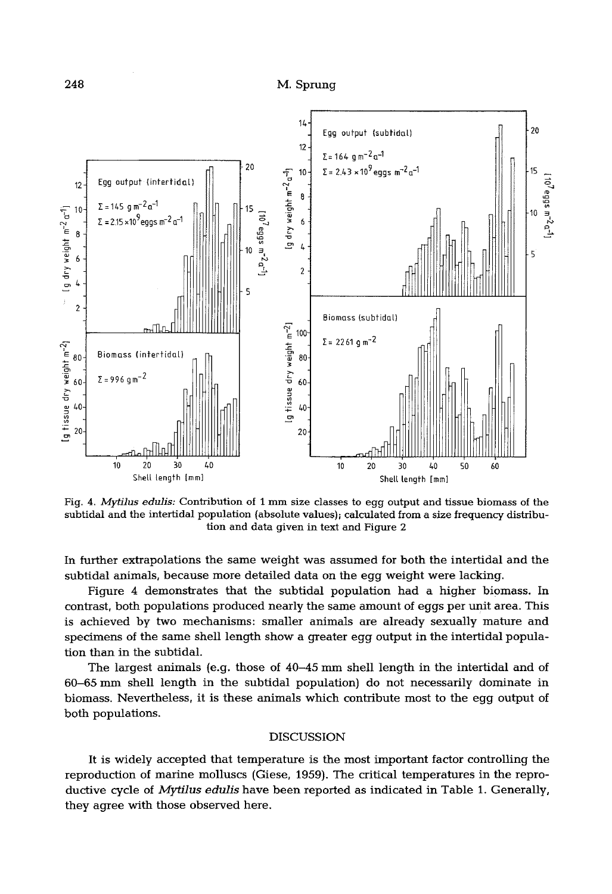Fig. 4. *Mytilus edulis:* Contribution of 1 mm size classes to egg output and tissue biomass of the subtidal and the intertidal population (absolute values); calculated from a size frequency distribution and data given in text and Figure 2

In further extrapolations the same weight was assumed for both the intertidal and the subtidal animals, because more detailed data on the egg weight were lacking.

Figure 4 demonstrates that the subtidal population had a higher biomass. In contrast, both populations produced nearly the same amount of eggs per unit area. This is achieved by two mechanisms: smaller animals are already sexually mature and specimens of the same shell length show a greater egg output in the intertidal population than in the subtidal.

The largest animals (e.g. those of 40–45 mm shell length in the intertidal and of 60–65 mm shell length in the subtidal population) do not necessarily dominate in biomass. Nevertheless, it is these animals which contribute most to the egg output of both populations.

## DISCUSSION

It is widely accepted that temperature is the most important factor controlling the reproduction of marine molluscs (Giese, 1959). The critical temperatures in the reproductive cycle of *Mytilus edulis* have been reported as indicated in Table 1. Generally, they agree with those observed here.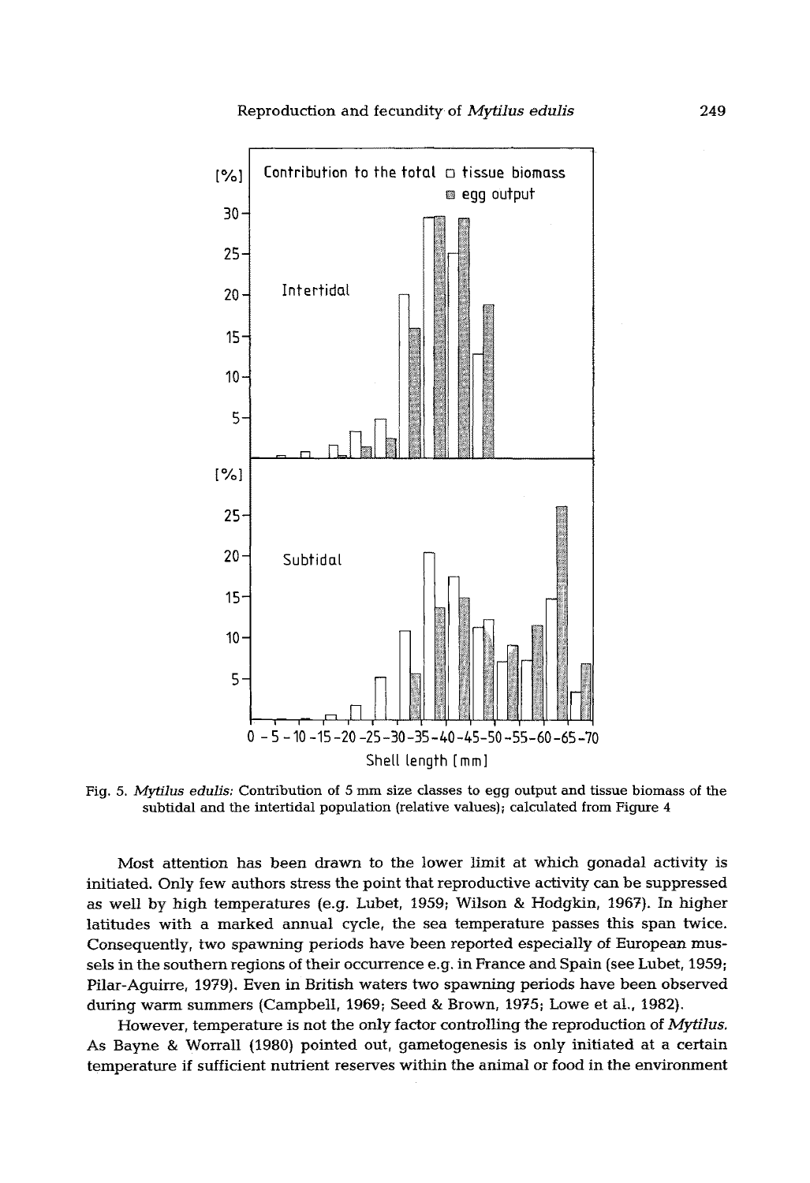Fig. 5. *Mytilus edulis:* Contribution of 5 mm size classes to egg output and tissue biomass of the subtidal and the intertidal population (relative values); calculated from Figure 4

Most attention has been drawn to the lower limit at which gonadal activity is initiated. Only few authors stress the point that reproductive activity can be suppressed as well by high temperatures (e.g. Lubet, 1959; Wilson & Hodgkin, 1967). In higher latitudes with a marked annual cycle, the sea temperature passes this span twice. Consequently, two spawning periods have been reported especially of European mussels in the southern regions of their occurrence e.g. in France and Spain (see Lubet, 1959; Pilar-Aguirre, 1979). Even in British waters two spawning periods have been observed during warm summers (Campbell, 1969; Seed & Brown, 1975; Lowe et al., 1982).

However, temperature is not the only factor controlling the reproduction of *Mytilus*. As Bayne & Worrall (1980) pointed out, gametogenesis is only initiated at a certain temperature if sufficient nutrient reserves within the animal or food in the environment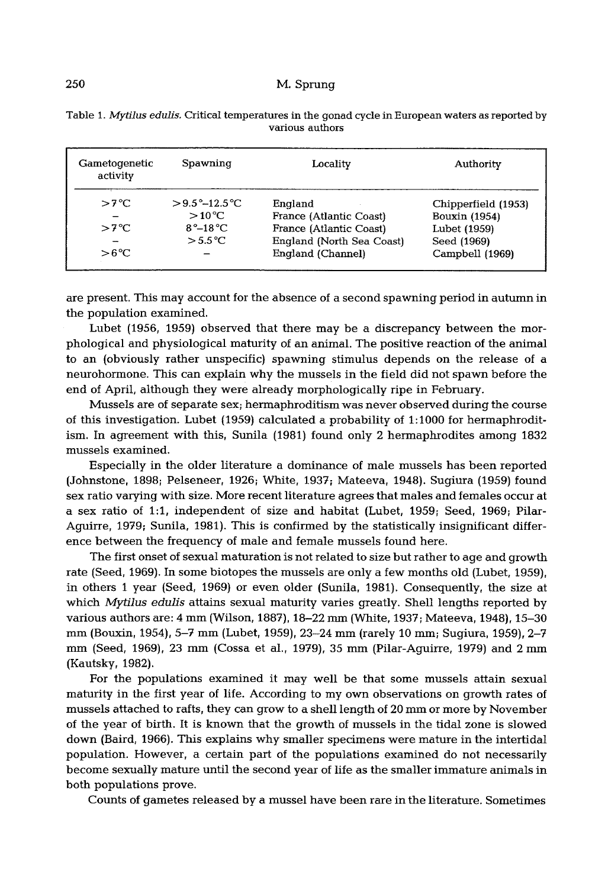Table 1. *Mytilus edulis*. Critical temperatures in the gonad cycle in European waters as reported by various authors

| Gametogenetic activity | Spawning | Locality | Authority |
|---|---|---|---|
| >7 °C | >9.5 °–12.5 °C | England | Chipperfield (1953) |
| – | >10 °C | France (Atlantic Coast) | Bouxin (1954) |
| >7 °C | 8 °–18 °C | France (Atlantic Coast) | Lubet (1959) |
| – | >5.5 °C | England (North Sea Coast) | Seed (1969) |
| >6 °C | – | England (Channel) | Campbell (1969) |

are present. This may account for the absence of a second spawning period in autumn in the population examined.

Lubet (1956, 1959) observed that there may be a discrepancy between the morphological and physiological maturity of an animal. The positive reaction of the animal to an (obviously rather unspecific) spawning stimulus depends on the release of a neurohormone. This can explain why the mussels in the field did not spawn before the end of April, although they were already morphologically ripe in February.

Mussels are of separate sex; hermaphroditism was never observed during the course of this investigation. Lubet (1959) calculated a probability of 1:1000 for hermaphroditism. In agreement with this, Sunila (1981) found only 2 hermaphrodites among 1832 mussels examined.

Especially in the older literature a dominance of male mussels has been reported (Johnstone, 1898; Pelseneer, 1926; White, 1937; Mateeva, 1948). Sugiura (1959) found sex ratio varying with size. More recent literature agrees that males and females occur at a sex ratio of 1:1, independent of size and habitat (Lubet, 1959; Seed, 1969; Pilar-Aguirre, 1979; Sunila, 1981). This is confirmed by the statistically insignificant difference between the frequency of male and female mussels found here.

The first onset of sexual maturation is not related to size but rather to age and growth rate (Seed, 1969). In some biotopes the mussels are only a few months old (Lubet, 1959), in others 1 year (Seed, 1969) or even older (Sunila, 1981). Consequently, the size at which *Mytilus edulis* attains sexual maturity varies greatly. Shell lengths reported by various authors are: 4 mm (Wilson, 1887), 18–22 mm (White, 1937; Mateeva, 1948), 15–30 mm (Bouxin, 1954), 5–7 mm (Lubet, 1959), 23–24 mm (rarely 10 mm; Sugiura, 1959), 2–7 mm (Seed, 1969), 23 mm (Cossa et al., 1979), 35 mm (Pilar-Aguirre, 1979) and 2 mm (Kautsky, 1982).

For the populations examined it may well be that some mussels attain sexual maturity in the first year of life. According to my own observations on growth rates of mussels attached to rafts, they can grow to a shell length of 20 mm or more by November of the year of birth. It is known that the growth of mussels in the tidal zone is slowed down (Baird, 1966). This explains why smaller specimens were mature in the intertidal population. However, a certain part of the populations examined do not necessarily become sexually mature until the second year of life as the smaller immature animals in both populations prove.

Counts of gametes released by a mussel have been rare in the literature. Sometimes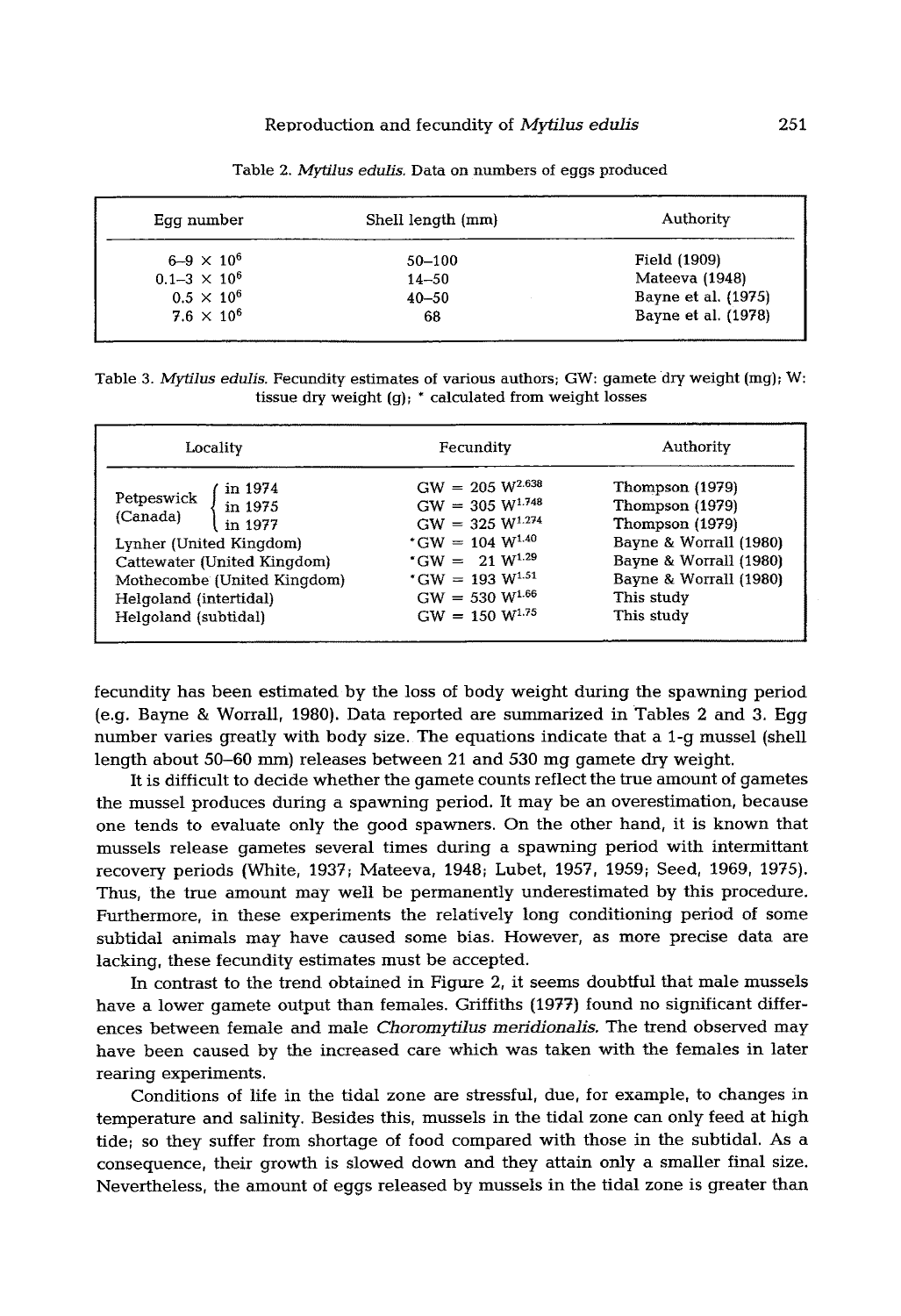Table 2. *Mytilus edulis.* Data on numbers of eggs produced

| Egg number | Shell length (mm) | Authority |
|---|---|---|
| $6–9 \times 10^6$ | 50–100 | Field (1909) |
| $0.1–3 \times 10^6$ | 14–50 | Mateeva (1948) |
| $0.5 \times 10^6$ | 40–50 | Bayne et al. (1975) |
| $7.6 \times 10^6$ | 68 | Bayne et al. (1978) |

Table 3. *Mytilus edulis.* Fecundity estimates of various authors; GW: gamete dry weight (mg); W: tissue dry weight (g); * calculated from weight losses

| Locality | | Fecundity | Authority |
|---|---|---|---|
| Petpeswick (Canada) | in 1974 | $GW = 205\ W^{2.638}$ | Thompson (1979) |
| | in 1975 | $GW = 305\ W^{1.748}$ | Thompson (1979) |
| | in 1977 | $GW = 325\ W^{1.274}$ | Thompson (1979) |
| Lynher (United Kingdom) | | $^*GW = 104\ W^{1.40}$ | Bayne & Worrall (1980) |
| Cattewater (United Kingdom) | | $^*GW = 21\ W^{1.29}$ | Bayne & Worrall (1980) |
| Mothecombe (United Kingdom) | | $^*GW = 193\ W^{1.51}$ | Bayne & Worrall (1980) |
| Helgoland (intertidal) | | $GW = 530\ W^{1.66}$ | This study |
| Helgoland (subtidal) | | $GW = 150\ W^{1.75}$ | This study |

fecundity has been estimated by the loss of body weight during the spawning period (e.g. Bayne & Worrall, 1980). Data reported are summarized in Tables 2 and 3. Egg number varies greatly with body size. The equations indicate that a 1-g mussel (shell length about 50–60 mm) releases between 21 and 530 mg gamete dry weight.

It is difficult to decide whether the gamete counts reflect the true amount of gametes the mussel produces during a spawning period. It may be an overestimation, because one tends to evaluate only the good spawners. On the other hand, it is known that mussels release gametes several times during a spawning period with intermittant recovery periods (White, 1937; Mateeva, 1948; Lubet, 1957, 1959; Seed, 1969, 1975). Thus, the true amount may well be permanently underestimated by this procedure. Furthermore, in these experiments the relatively long conditioning period of some subtidal animals may have caused some bias. However, as more precise data are lacking, these fecundity estimates must be accepted.

In contrast to the trend obtained in Figure 2, it seems doubtful that male mussels have a lower gamete output than females. Griffiths (1977) found no significant differences between female and male *Choromytilus meridionalis.* The trend observed may have been caused by the increased care which was taken with the females in later rearing experiments.

Conditions of life in the tidal zone are stressful, due, for example, to changes in temperature and salinity. Besides this, mussels in the tidal zone can only feed at high tide; so they suffer from shortage of food compared with those in the subtidal. As a consequence, their growth is slowed down and they attain only a smaller final size. Nevertheless, the amount of eggs released by mussels in the tidal zone is greater than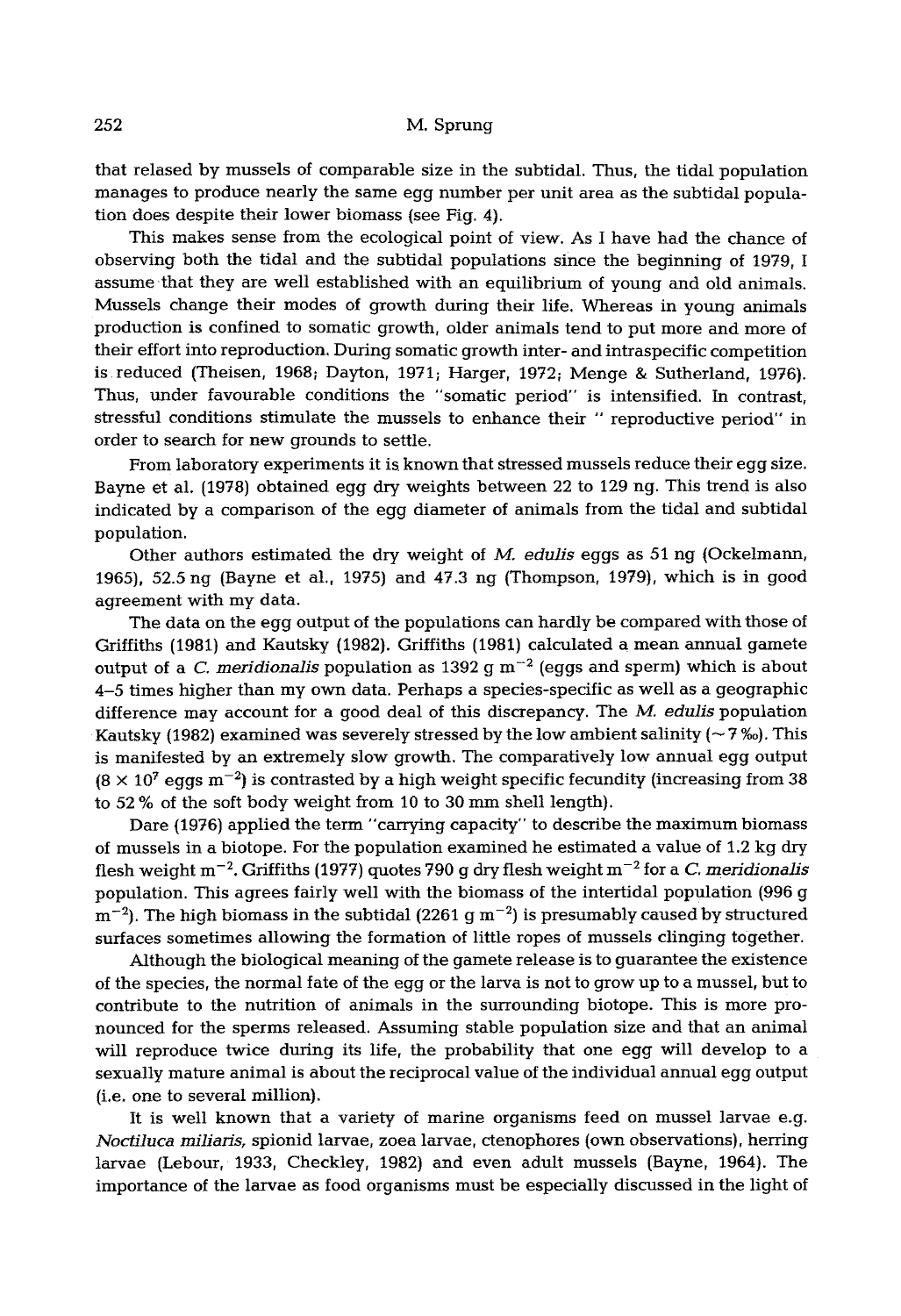that relased by mussels of comparable size in the subtidal. Thus, the tidal population manages to produce nearly the same egg number per unit area as the subtidal population does despite their lower biomass (see Fig. 4).

This makes sense from the ecological point of view. As I have had the chance of observing both the tidal and the subtidal populations since the beginning of 1979, I assume that they are well established with an equilibrium of young and old animals. Mussels change their modes of growth during their life. Whereas in young animals production is confined to somatic growth, older animals tend to put more and more of their effort into reproduction. During somatic growth inter- and intraspecific competition is reduced (Theisen, 1968; Dayton, 1971; Harger, 1972; Menge & Sutherland, 1976). Thus, under favourable conditions the "somatic period" is intensified. In contrast, stressful conditions stimulate the mussels to enhance their " reproductive period" in order to search for new grounds to settle.

From laboratory experiments it is known that stressed mussels reduce their egg size. Bayne et al. (1978) obtained egg dry weights between 22 to 129 ng. This trend is also indicated by a comparison of the egg diameter of animals from the tidal and subtidal population.

Other authors estimated the dry weight of *M. edulis* eggs as 51 ng (Ockelmann, 1965), 52.5 ng (Bayne et al., 1975) and 47.3 ng (Thompson, 1979), which is in good agreement with my data.

The data on the egg output of the populations can hardly be compared with those of Griffiths (1981) and Kautsky (1982). Griffiths (1981) calculated a mean annual gamete output of a *C. meridionalis* population as 1392 g $m^{-2}$ (eggs and sperm) which is about 4–5 times higher than my own data. Perhaps a species-specific as well as a geographic difference may account for a good deal of this discrepancy. The *M. edulis* population Kautsky (1982) examined was severely stressed by the low ambient salinity (~ 7 ‰). This is manifested by an extremely slow growth. The comparatively low annual egg output ($8 \times 10^7$ eggs $m^{-2}$) is contrasted by a high weight specific fecundity (increasing from 38 to 52 % of the soft body weight from 10 to 30 mm shell length).

Dare (1976) applied the term "carrying capacity" to describe the maximum biomass of mussels in a biotope. For the population examined he estimated a value of 1.2 kg dry flesh weight $m^{-2}$. Griffiths (1977) quotes 790 g dry flesh weight $m^{-2}$ for a *C. meridionalis* population. This agrees fairly well with the biomass of the intertidal population (996 g $m^{-2}$). The high biomass in the subtidal (2261 g $m^{-2}$) is presumably caused by structured surfaces sometimes allowing the formation of little ropes of mussels clinging together.

Although the biological meaning of the gamete release is to guarantee the existence of the species, the normal fate of the egg or the larva is not to grow up to a mussel, but to contribute to the nutrition of animals in the surrounding biotope. This is more pronounced for the sperms released. Assuming stable population size and that an animal will reproduce twice during its life, the probability that one egg will develop to a sexually mature animal is about the reciprocal value of the individual annual egg output (i.e. one to several million).

It is well known that a variety of marine organisms feed on mussel larvae e.g. *Noctiluca miliaris*, spionid larvae, zoea larvae, ctenophores (own observations), herring larvae (Lebour, 1933, Checkley, 1982) and even adult mussels (Bayne, 1964). The importance of the larvae as food organisms must be especially discussed in the light of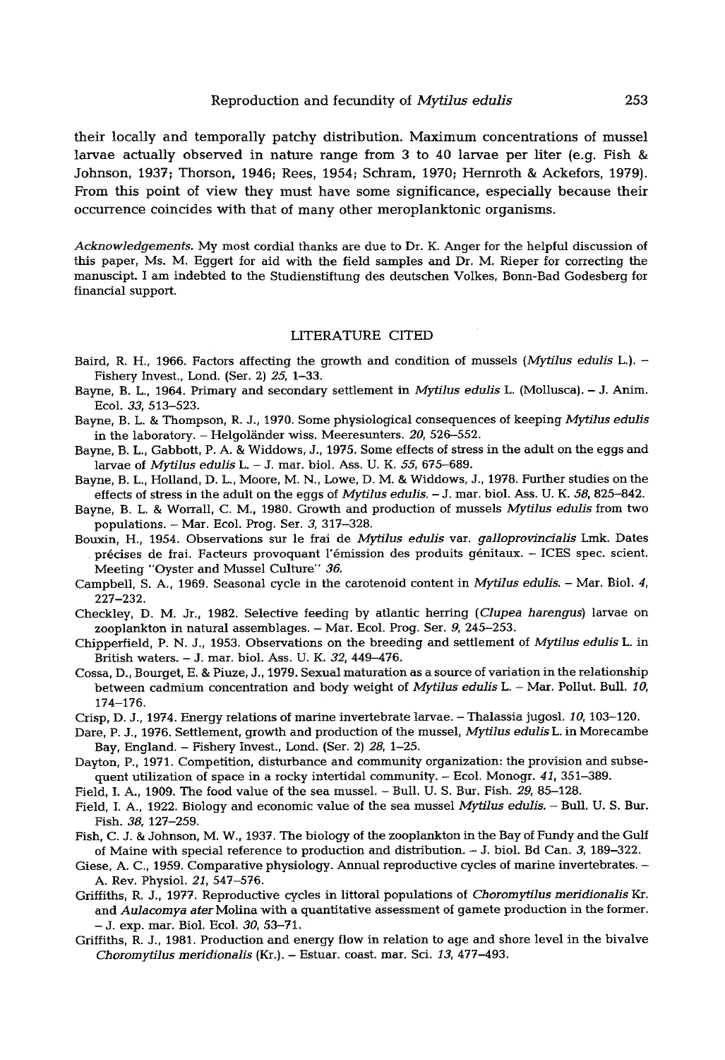their locally and temporally patchy distribution. Maximum concentrations of mussel larvae actually observed in nature range from 3 to 40 larvae per liter (e.g. Fish & Johnson, 1937; Thorson, 1946; Rees, 1954; Schram, 1970; Hernroth & Ackefors, 1979). From this point of view they must have some significance, especially because their occurrence coincides with that of many other meroplanktonic organisms.

*Acknowledgements.* My most cordial thanks are due to Dr. K. Anger for the helpful discussion of this paper, Ms. M. Eggert for aid with the field samples and Dr. M. Rieper for correcting the manuscipt. I am indebted to the Studienstiftung des deutschen Volkes, Bonn-Bad Godesberg for financial support.

## LITERATURE CITED

Baird, R. H., 1966. Factors affecting the growth and condition of mussels (*Mytilus edulis* L.). – Fishery Invest., Lond. (Ser. 2) *25*, 1–33.

Bayne, B. L., 1964. Primary and secondary settlement in *Mytilus edulis* L. (Mollusca). – J. Anim. Ecol. *33*, 513–523.

Bayne, B. L. & Thompson, R. J., 1970. Some physiological consequences of keeping *Mytilus edulis* in the laboratory. – Helgoländer wiss. Meeresunters. *20*, 526–552.

Bayne, B. L., Gabbott, P. A. & Widdows, J., 1975. Some effects of stress in the adult on the eggs and larvae of *Mytilus edulis* L. – J. mar. biol. Ass. U. K. *55*, 675–689.

Bayne, B. L., Holland, D. L., Moore, M. N., Lowe, D. M. & Widdows, J., 1978. Further studies on the effects of stress in the adult on the eggs of *Mytilus edulis*. – J. mar. biol. Ass. U. K. *58*, 825–842.

Bayne, B. L. & Worrall, C. M., 1980. Growth and production of mussels *Mytilus edulis* from two populations. – Mar. Ecol. Prog. Ser. *3*, 317–328.

Bouxin, H., 1954. Observations sur le frai de *Mytilus edulis* var. *galloprovincialis* Lmk. Dates précises de frai. Facteurs provoquant l'émission des produits génitaux. – ICES spec. scient. Meeting "Oyster and Mussel Culture" *36*.

Campbell, S. A., 1969. Seasonal cycle in the carotenoid content in *Mytilus edulis*. – Mar. Biol. *4*, 227–232.

Checkley, D. M. Jr., 1982. Selective feeding by atlantic herring (*Clupea harengus*) larvae on zooplankton in natural assemblages. – Mar. Ecol. Prog. Ser. *9*, 245–253.

Chipperfield, P. N. J., 1953. Observations on the breeding and settlement of *Mytilus edulis* L. in British waters. – J. mar. biol. Ass. U. K. *32*, 449–476.

Cossa, D., Bourget, E. & Piuze, J., 1979. Sexual maturation as a source of variation in the relationship between cadmium concentration and body weight of *Mytilus edulis* L. – Mar. Pollut. Bull. *10*, 174–176.

Crisp, D. J., 1974. Energy relations of marine invertebrate larvae. – Thalassia jugosl. *10*, 103–120.

Dare, P. J., 1976. Settlement, growth and production of the mussel, *Mytilus edulis* L. in Morecambe Bay, England. – Fishery Invest., Lond. (Ser. 2) *28*, 1–25.

Dayton, P., 1971. Competition, disturbance and community organization: the provision and subsequent utilization of space in a rocky intertidal community. – Ecol. Monogr. *41*, 351–389.

Field, I. A., 1909. The food value of the sea mussel. – Bull. U. S. Bur. Fish. *29*, 85–128.

Field, I. A., 1922. Biology and economic value of the sea mussel *Mytilus edulis*. – Bull. U. S. Bur. Fish. *38*, 127–259.

Fish, C. J. & Johnson, M. W., 1937. The biology of the zooplankton in the Bay of Fundy and the Gulf of Maine with special reference to production and distribution. – J. biol. Bd Can. *3*, 189–322.

Giese, A. C., 1959. Comparative physiology. Annual reproductive cycles of marine invertebrates. – A. Rev. Physiol. *21*, 547–576.

Griffiths, R. J., 1977. Reproductive cycles in littoral populations of *Choromytilus meridionalis* Kr. and *Aulacomya ater* Molina with a quantitative assessment of gamete production in the former. – J. exp. mar. Biol. Ecol. *30*, 53–71.

Griffiths, R. J., 1981. Production and energy flow in relation to age and shore level in the bivalve *Choromytilus meridionalis* (Kr.). – Estuar. coast. mar. Sci. *13*, 477–493.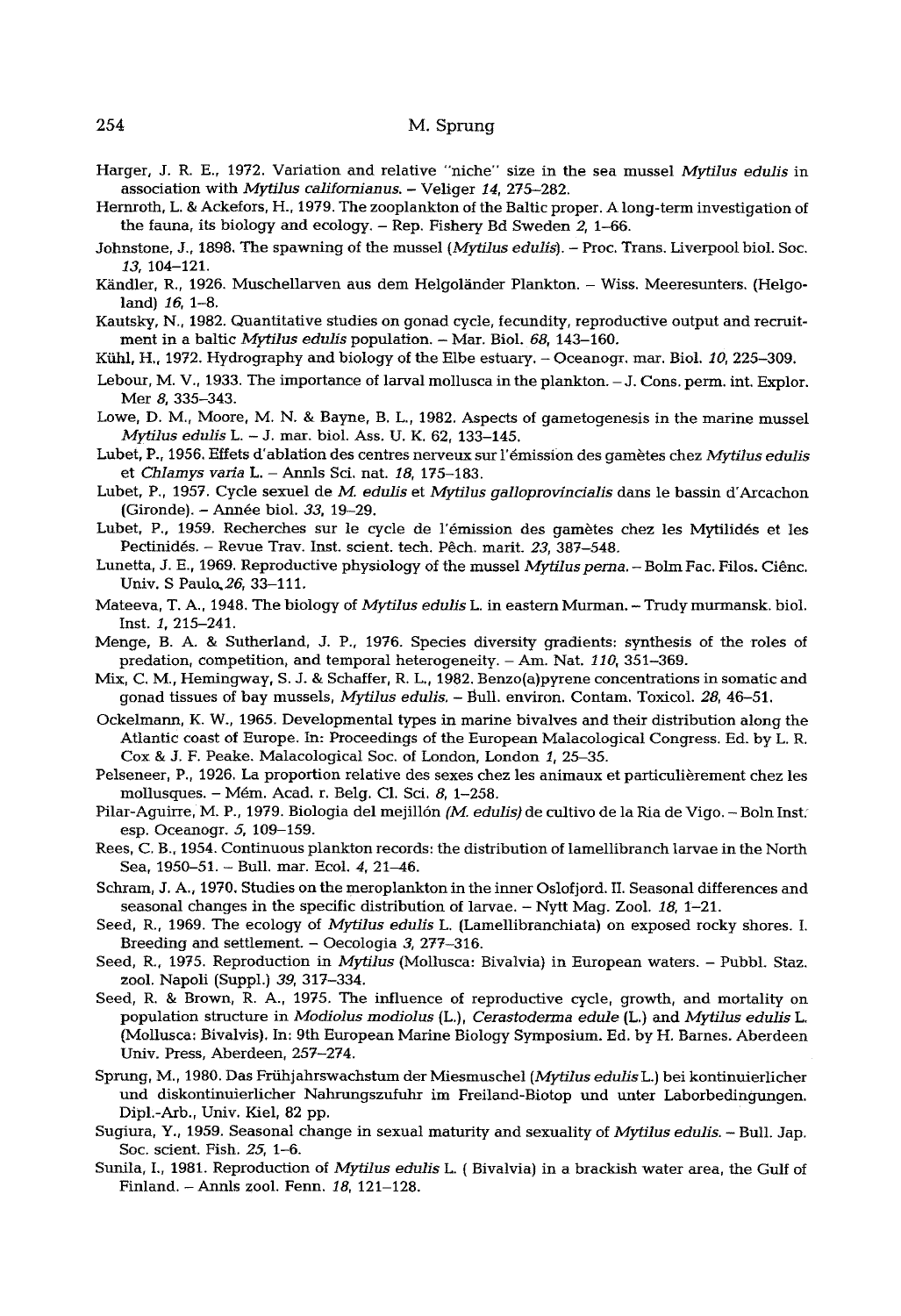Harger, J. R. E., 1972. Variation and relative "niche" size in the sea mussel *Mytilus edulis* in association with *Mytilus californianus*. – Veliger *14*, 275–282.

Hernroth, L. & Ackefors, H., 1979. The zooplankton of the Baltic proper. A long-term investigation of the fauna, its biology and ecology. – Rep. Fishery Bd Sweden *2*, 1–66.

Johnstone, J., 1898. The spawning of the mussel (*Mytilus edulis*). – Proc. Trans. Liverpool biol. Soc. *13*, 104–121.

Kändler, R., 1926. Muschellarven aus dem Helgoländer Plankton. – Wiss. Meeresunters. (Helgoland) *16*, 1–8.

Kautsky, N., 1982. Quantitative studies on gonad cycle, fecundity, reproductive output and recruitment in a baltic *Mytilus edulis* population. – Mar. Biol. *68*, 143–160.

Kühl, H., 1972. Hydrography and biology of the Elbe estuary. – Oceanogr. mar. Biol. *10*, 225–309.

Lebour, M. V., 1933. The importance of larval mollusca in the plankton. – J. Cons. perm. int. Explor. Mer *8*, 335–343.

Lowe, D. M., Moore, M. N. & Bayne, B. L., 1982. Aspects of gametogenesis in the marine mussel *Mytilus edulis* L. – J. mar. biol. Ass. U. K. 62, 133–145.

Lubet, P., 1956. Effets d'ablation des centres nerveux sur l'émission des gamètes chez *Mytilus edulis* et *Chlamys varia* L. – Annls Sci. nat. *18*, 175–183.

Lubet, P., 1957. Cycle sexuel de *M. edulis* et *Mytilus galloprovincialis* dans le bassin d'Arcachon (Gironde). – Année biol. *33*, 19–29.

Lubet, P., 1959. Recherches sur le cycle de l'émission des gamètes chez les Mytilidés et les Pectinidés. – Revue Trav. Inst. scient. tech. Pêch. marit. *23*, 387–548.

Lunetta, J. E., 1969. Reproductive physiology of the mussel *Mytilus perna*. – Bolm Fac. Filos. Ciênc. Univ. S Paulo *26*, 33–111.

Mateeva, T. A., 1948. The biology of *Mytilus edulis* L. in eastern Murman. – Trudy murmansk. biol. Inst. *1*, 215–241.

Menge, B. A. & Sutherland, J. P., 1976. Species diversity gradients: synthesis of the roles of predation, competition, and temporal heterogeneity. – Am. Nat. *110*, 351–369.

Mix, C. M., Hemingway, S. J. & Schaffer, R. L., 1982. Benzo(a)pyrene concentrations in somatic and gonad tissues of bay mussels, *Mytilus edulis*. – Bull. environ. Contam. Toxicol. *28*, 46–51.

Ockelmann, K. W., 1965. Developmental types in marine bivalves and their distribution along the Atlantic coast of Europe. In: Proceedings of the European Malacological Congress. Ed. by L. R. Cox & J. F. Peake. Malacological Soc. of London, London *1*, 25–35.

Pelseneer, P., 1926. La proportion relative des sexes chez les animaux et particulièrement chez les mollusques. – Mém. Acad. r. Belg. Cl. Sci. *8*, 1–258.

Pilar-Aguirre, M. P., 1979. Biologia del mejillón *(M. edulis)* de cultivo de la Ria de Vigo. – Boln Inst. esp. Oceanogr. *5*, 109–159.

Rees, C. B., 1954. Continuous plankton records: the distribution of lamellibranch larvae in the North Sea, 1950–51. – Bull. mar. Ecol. *4*, 21–46.

Schram, J. A., 1970. Studies on the meroplankton in the inner Oslofjord. II. Seasonal differences and seasonal changes in the specific distribution of larvae. – Nytt Mag. Zool. *18*, 1–21.

Seed, R., 1969. The ecology of *Mytilus edulis* L. (Lamellibranchiata) on exposed rocky shores. I. Breeding and settlement. – Oecologia *3*, 277–316.

Seed, R., 1975. Reproduction in *Mytilus* (Mollusca: Bivalvia) in European waters. – Pubbl. Staz. zool. Napoli (Suppl.) *39*, 317–334.

Seed, R. & Brown, R. A., 1975. The influence of reproductive cycle, growth, and mortality on population structure in *Modiolus modiolus* (L.), *Cerastoderma edule* (L.) and *Mytilus edulis* L. (Mollusca: Bivalvis). In: 9th European Marine Biology Symposium. Ed. by H. Barnes. Aberdeen Univ. Press, Aberdeen, 257–274.

Sprung, M., 1980. Das Frühjahrswachstum der Miesmuschel (*Mytilus edulis* L.) bei kontinuierlicher und diskontinuierlicher Nahrungszufuhr im Freiland-Biotop und unter Laborbedingungen. Dipl.-Arb., Univ. Kiel, 82 pp.

Sugiura, Y., 1959. Seasonal change in sexual maturity and sexuality of *Mytilus edulis*. – Bull. Jap. Soc. scient. Fish. *25*, 1–6.

Sunila, I., 1981. Reproduction of *Mytilus edulis* L. ( Bivalvia) in a brackish water area, the Gulf of Finland. – Annls zool. Fenn. *18*, 121–128.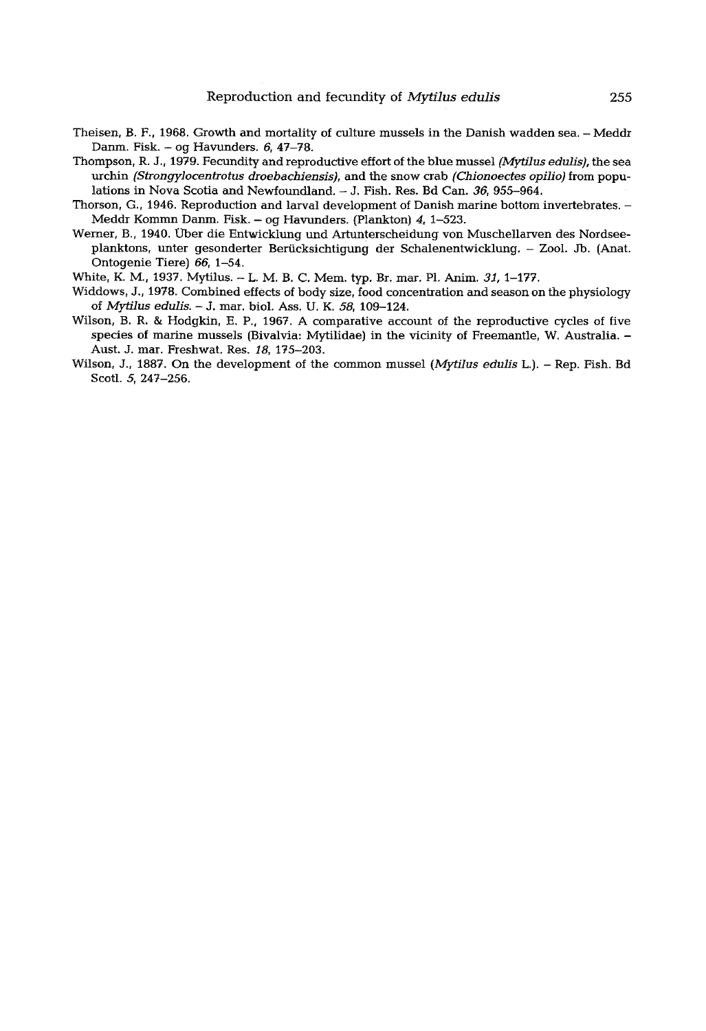Theisen, B. F., 1968. Growth and mortality of culture mussels in the Danish wadden sea. – Meddr Danm. Fisk. – og Havunders. *6*, 47–78.

Thompson, R. J., 1979. Fecundity and reproductive effort of the blue mussel *(Mytilus edulis)*, the sea urchin *(Strongylocentrotus droebachiensis)*, and the snow crab *(Chionoectes opilio)* from populations in Nova Scotia and Newfoundland. – J. Fish. Res. Bd Can. *36*, 955–964.

Thorson, G., 1946. Reproduction and larval development of Danish marine bottom invertebrates. – Meddr Kommn Danm. Fisk. – og Havunders. (Plankton) *4*, 1–523.

Werner, B., 1940. Über die Entwicklung und Artunterscheidung von Muschellarven des Nordseeplanktons, unter gesonderter Berücksichtigung der Schalenentwicklung. – Zool. Jb. (Anat. Ontogenie Tiere) *66*, 1–54.

White, K. M., 1937. Mytilus. – L. M. B. C. Mem. typ. Br. mar. Pl. Anim. *31*, 1–177.

Widdows, J., 1978. Combined effects of body size, food concentration and season on the physiology of *Mytilus edulis*. – J. mar. biol. Ass. U. K. *58*, 109–124.

Wilson, B. R. & Hodgkin, E. P., 1967. A comparative account of the reproductive cycles of five species of marine mussels (Bivalvia: Mytilidae) in the vicinity of Freemantle, W. Australia. – Aust. J. mar. Freshwat. Res. *18*, 175–203.

Wilson, J., 1887. On the development of the common mussel (*Mytilus edulis* L.). – Rep. Fish. Bd Scotl. *5*, 247–256.